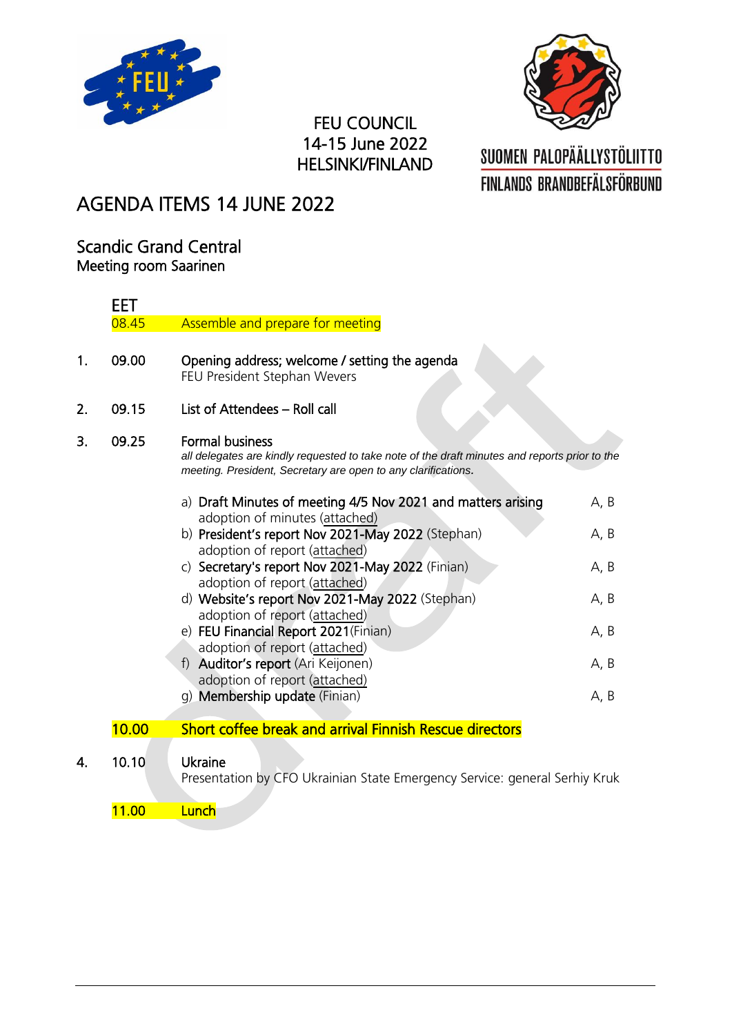FEU COUNCIL
14-15 June 2022
HELSINKI/FINLAND

SUOMEN PALOPÄÄLLYSTÖLIITTO
FINLANDS BRANDBEFÄLSFÖRBUND

# AGENDA ITEMS 14 JUNE 2022

## Scandic Grand Central
Meeting room Saarinen

| | EET | | |
|---|---|---|---|
| | 08.45 | Assemble and prepare for meeting | |
| 1. | 09.00 | **Opening address; welcome / setting the agenda**<br>FEU President Stephan Wevers | |
| 2. | 09.15 | **List of Attendees – Roll call** | |
| 3. | 09.25 | **Formal business**<br>*all delegates are kindly requested to take note of the draft minutes and reports prior to the meeting. President, Secretary are open to any clarifications.* | |
| | | a) **Draft Minutes of meeting 4/5 Nov 2021 and matters arising**<br>adoption of minutes (attached) | A, B |
| | | b) **President's report Nov 2021-May 2022** (Stephan)<br>adoption of report (attached) | A, B |
| | | c) **Secretary's report Nov 2021-May 2022** (Finian)<br>adoption of report (attached) | A, B |
| | | d) **Website's report Nov 2021-May 2022** (Stephan)<br>adoption of report (attached) | A, B |
| | | e) **FEU Financial Report 2021**(Finian)<br>adoption of report (attached) | A, B |
| | | f) **Auditor's report** (Ari Keijonen)<br>adoption of report (attached) | A, B |
| | | g) **Membership update** (Finian) | A, B |
| | 10.00 | **Short coffee break and arrival Finnish Rescue directors** | |
| 4. | 10.10 | **Ukraine**<br>Presentation by CFO Ukrainian State Emergency Service: general Serhiy Kruk | |
| | 11.00 | **Lunch** | |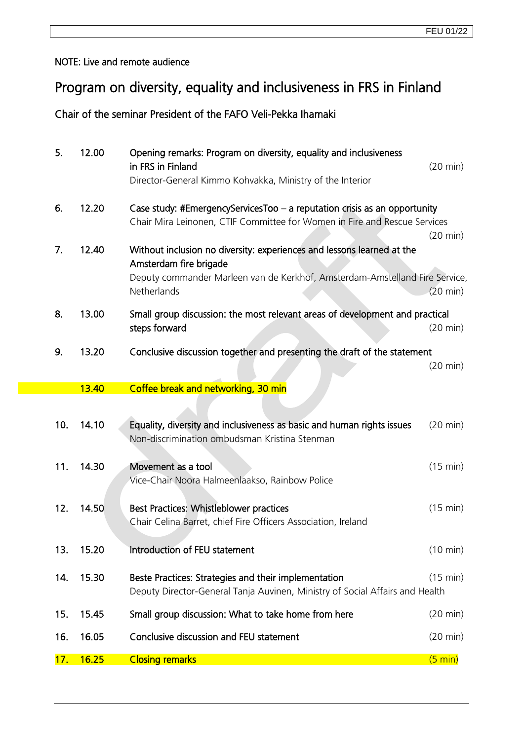NOTE: Live and remote audience

# Program on diversity, equality and inclusiveness in FRS in Finland

## Chair of the seminar President of the FAFO Veli-Pekka Ihamaki

| | | | |
|---|---|---|---|
| 5. | 12.00 | **Opening remarks: Program on diversity, equality and inclusiveness in FRS in Finland**<br>Director-General Kimmo Kohvakka, Ministry of the Interior | (20 min) |
| 6. | 12.20 | **Case study: #EmergencyServicesToo – a reputation crisis as an opportunity**<br>Chair Mira Leinonen, CTIF Committee for Women in Fire and Rescue Services | (20 min) |
| 7. | 12.40 | **Without inclusion no diversity: experiences and lessons learned at the Amsterdam fire brigade**<br>Deputy commander Marleen van de Kerkhof, Amsterdam-Amstelland Fire Service, Netherlands | (20 min) |
| 8. | 13.00 | **Small group discussion: the most relevant areas of development and practical steps forward** | (20 min) |
| 9. | 13.20 | **Conclusive discussion together and presenting the draft of the statement** | (20 min) |
| | 13.40 | **Coffee break and networking, 30 min** | |
| 10. | 14.10 | **Equality, diversity and inclusiveness as basic and human rights issues**<br>Non-discrimination ombudsman Kristina Stenman | (20 min) |
| 11. | 14.30 | **Movement as a tool**<br>Vice-Chair Noora Halmeenlaakso, Rainbow Police | (15 min) |
| 12. | 14.50 | **Best Practices: Whistleblower practices**<br>Chair Celina Barret, chief Fire Officers Association, Ireland | (15 min) |
| 13. | 15.20 | **Introduction of FEU statement** | (10 min) |
| 14. | 15.30 | **Beste Practices: Strategies and their implementation**<br>Deputy Director-General Tanja Auvinen, Ministry of Social Affairs and Health | (15 min) |
| 15. | 15.45 | **Small group discussion: What to take home from here** | (20 min) |
| 16. | 16.05 | **Conclusive discussion and FEU statement** | (20 min) |
| 17. | 16.25 | **Closing remarks** | (5 min) |